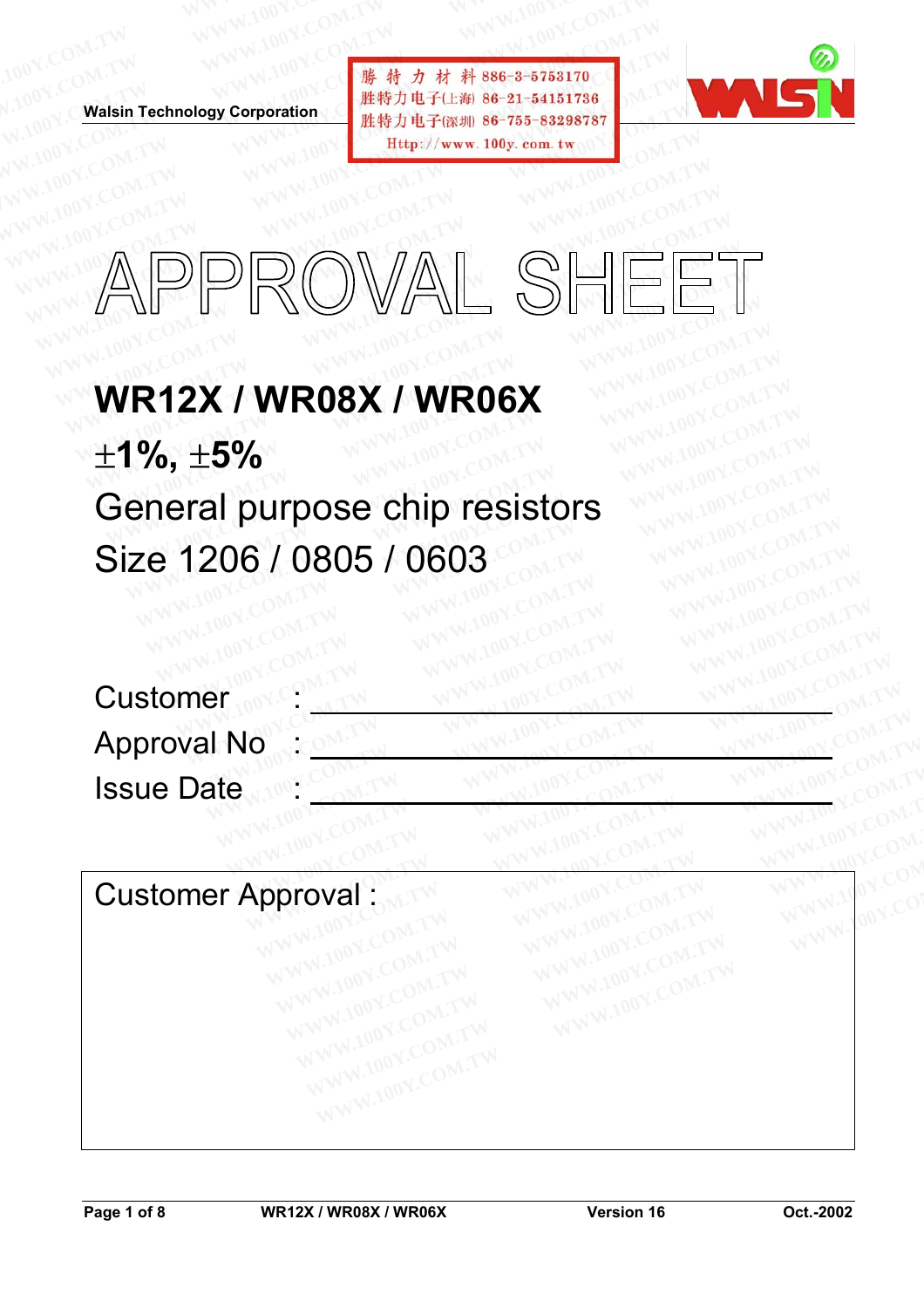Walsin Technology Corporation

勝 特 力 材 料 886-3-5753170
胜特力电子(上海) 86-21-54151736
胜特力电子(深圳) 86-755-83298787
Http://www.100y.com.tw

# APPROVAL SHEET

## WR12X / WR08X / WR06X

## ±1%, ±5%

General purpose chip resistors

Size 1206 / 0805 / 0603

Customer : ____________________

Approval No : ____________________

Issue Date : ____________________

Customer Approval :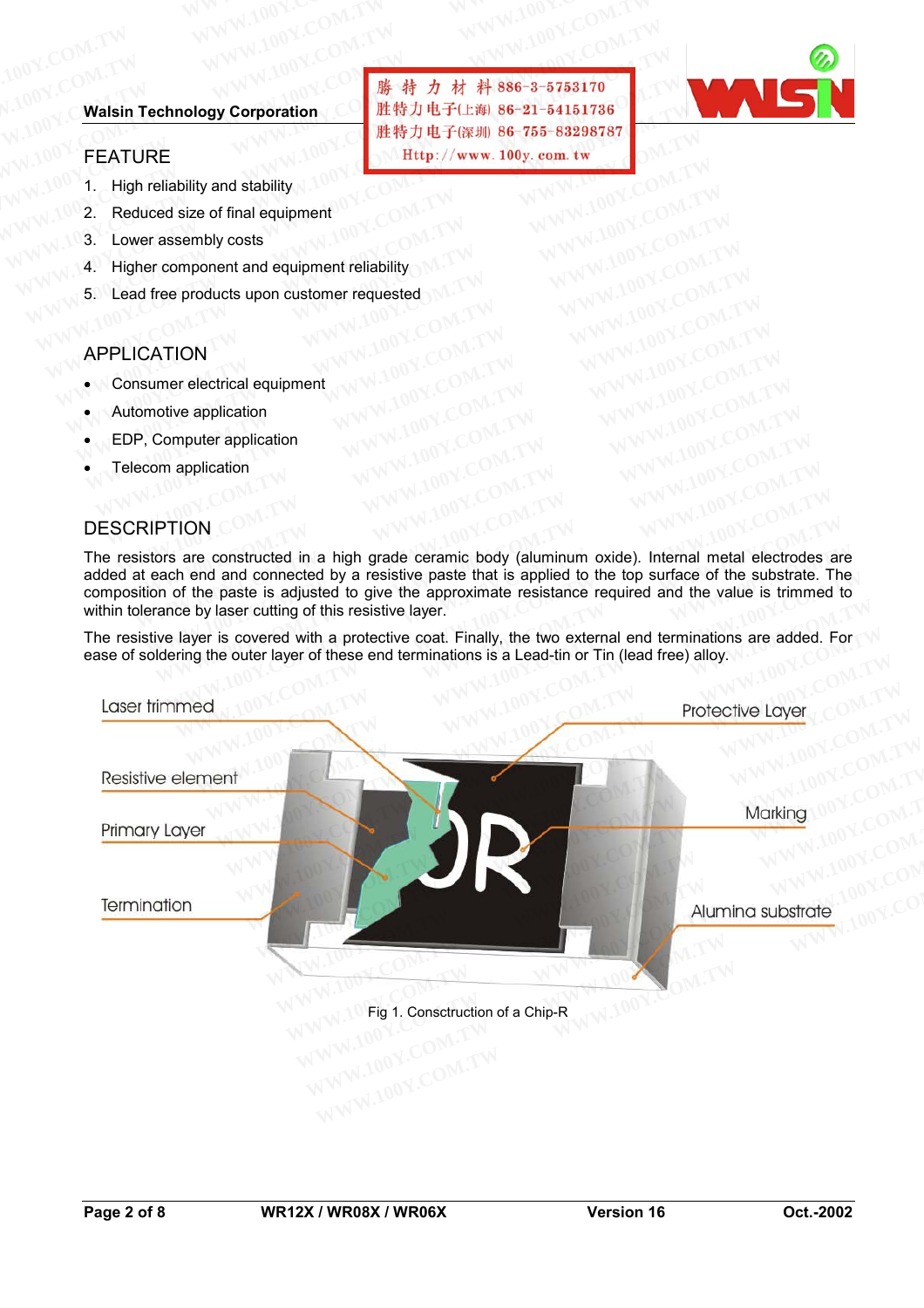Walsin Technology Corporation

## FEATURE

1. High reliability and stability
2. Reduced size of final equipment
3. Lower assembly costs
4. Higher component and equipment reliability
5. Lead free products upon customer requested

## APPLICATION

- Consumer electrical equipment
- Automotive application
- EDP, Computer application
- Telecom application

## DESCRIPTION

The resistors are constructed in a high grade ceramic body (aluminum oxide). Internal metal electrodes are added at each end and connected by a resistive paste that is applied to the top surface of the substrate. The composition of the paste is adjusted to give the approximate resistance required and the value is trimmed to within tolerance by laser cutting of this resistive layer.

The resistive layer is covered with a protective coat. Finally, the two external end terminations are added. For ease of soldering the outer layer of these end terminations is a Lead-tin or Tin (lead free) alloy.

Laser trimmed

Resistive element

Primary Layer

Termination

Protective Layer

Marking

Alumina substrate

Fig 1. Consctruction of a Chip-R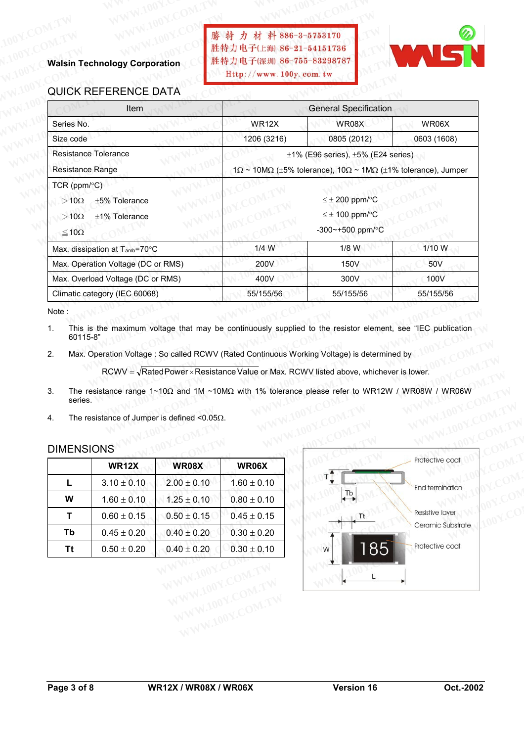## QUICK REFERENCE DATA

| Item | General Specification | | |
|---|---|---|---|
| Series No. | WR12X | WR08X | WR06X |
| Size code | 1206 (3216) | 0805 (2012) | 0603 (1608) |
| Resistance Tolerance | ±1% (E96 series), ±5% (E24 series) | | |
| Resistance Range | 1Ω ~ 10MΩ (±5% tolerance), 10Ω ~ 1MΩ (±1% tolerance), Jumper | | |
| TCR (ppm/°C)<br>＞10Ω ±5% Tolerance<br>＞10Ω ±1% Tolerance<br>≦10Ω | ≤ ± 200 ppm/°C<br>≤ ± 100 ppm/°C<br>-300~+500 ppm/°C | | |
| Max. dissipation at $T_{amb}$=70°C | 1/4 W | 1/8 W | 1/10 W |
| Max. Operation Voltage (DC or RMS) | 200V | 150V | 50V |
| Max. Overload Voltage (DC or RMS) | 400V | 300V | 100V |
| Climatic category (IEC 60068) | 55/155/56 | 55/155/56 | 55/155/56 |

Note :

1. This is the maximum voltage that may be continuously supplied to the resistor element, see "IEC publication 60115-8"
2. Max. Operation Voltage : So called RCWV (Rated Continuous Working Voltage) is determined by

   $RCWV = \sqrt{\text{Rated Power} \times \text{Resistance Value}}$ or Max. RCWV listed above, whichever is lower.

3. The resistance range 1~10Ω and 1M ~10MΩ with 1% tolerance please refer to WR12W / WR08W / WR06W series.
4. The resistance of Jumper is defined <0.05Ω.

## DIMENSIONS

| | WR12X | WR08X | WR06X |
|---|---|---|---|
| L | 3.10 ± 0.10 | 2.00 ± 0.10 | 1.60 ± 0.10 |
| W | 1.60 ± 0.10 | 1.25 ± 0.10 | 0.80 ± 0.10 |
| T | 0.60 ± 0.15 | 0.50 ± 0.15 | 0.45 ± 0.15 |
| Tb | 0.45 ± 0.20 | 0.40 ± 0.20 | 0.30 ± 0.20 |
| Tt | 0.50 ± 0.20 | 0.40 ± 0.20 | 0.30 ± 0.10 |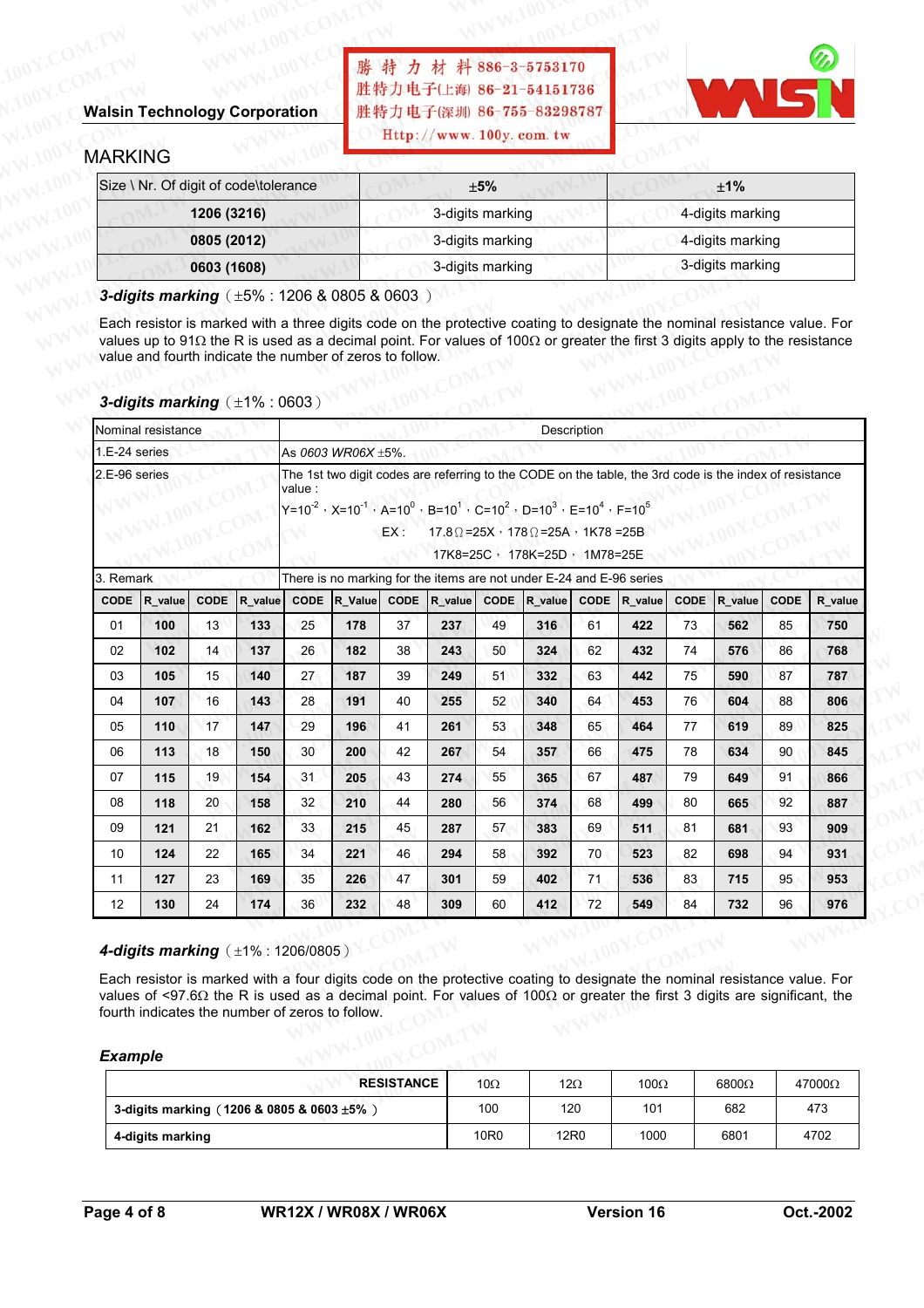Walsin Technology Corporation

勝特力材料 886-3-5753170
胜特力电子(上海) 86-21-54151736
胜特力电子(深圳) 86-755-83298787
Http://www.100y.com.tw

## MARKING

| Size \ Nr. Of digit of code\tolerance | ±5% | ±1% |
|---|---|---|
| 1206 (3216) | 3-digits marking | 4-digits marking |
| 0805 (2012) | 3-digits marking | 4-digits marking |
| 0603 (1608) | 3-digits marking | 3-digits marking |

***3-digits marking*** (±5% : 1206 & 0805 & 0603 )

Each resistor is marked with a three digits code on the protective coating to designate the nominal resistance value. For values up to 91Ω the R is used as a decimal point. For values of 100Ω or greater the first 3 digits apply to the resistance value and fourth indicate the number of zeros to follow.

***3-digits marking*** (±1% : 0603 )

| Nominal resistance | Description |
|---|---|
| 1.E-24 series | As *0603 WR06X* ±5%. |
| 2.E-96 series | The 1st two digit codes are referring to the CODE on the table, the 3rd code is the index of resistance value :<br>Y=$10^{-2}$ , X=$10^{-1}$ , A=$10^{0}$ , B=$10^{1}$ , C=$10^{2}$ , D=$10^{3}$ , E=$10^{4}$ , F=$10^{5}$<br>EX : 17.8Ω=25X , 178Ω=25A , 1K78 =25B<br>17K8=25C , 178K=25D , 1M78=25E |
| 3. Remark | There is no marking for the items are not under E-24 and E-96 series |

| CODE | R_value | CODE | R_value | CODE | R_Value | CODE | R_value | CODE | R_value | CODE | R_value | CODE | R_value | CODE | R_value |
|---|---|---|---|---|---|---|---|---|---|---|---|---|---|---|---|
| 01 | **100** | 13 | **133** | 25 | **178** | 37 | **237** | 49 | **316** | 61 | **422** | 73 | **562** | 85 | **750** |
| 02 | **102** | 14 | **137** | 26 | **182** | 38 | **243** | 50 | **324** | 62 | **432** | 74 | **576** | 86 | **768** |
| 03 | **105** | 15 | **140** | 27 | **187** | 39 | **249** | 51 | **332** | 63 | **442** | 75 | **590** | 87 | **787** |
| 04 | **107** | 16 | **143** | 28 | **191** | 40 | **255** | 52 | **340** | 64 | **453** | 76 | **604** | 88 | **806** |
| 05 | **110** | 17 | **147** | 29 | **196** | 41 | **261** | 53 | **348** | 65 | **464** | 77 | **619** | 89 | **825** |
| 06 | **113** | 18 | **150** | 30 | **200** | 42 | **267** | 54 | **357** | 66 | **475** | 78 | **634** | 90 | **845** |
| 07 | **115** | 19 | **154** | 31 | **205** | 43 | **274** | 55 | **365** | 67 | **487** | 79 | **649** | 91 | **866** |
| 08 | **118** | 20 | **158** | 32 | **210** | 44 | **280** | 56 | **374** | 68 | **499** | 80 | **665** | 92 | **887** |
| 09 | **121** | 21 | **162** | 33 | **215** | 45 | **287** | 57 | **383** | 69 | **511** | 81 | **681** | 93 | **909** |
| 10 | **124** | 22 | **165** | 34 | **221** | 46 | **294** | 58 | **392** | 70 | **523** | 82 | **698** | 94 | **931** |
| 11 | **127** | 23 | **169** | 35 | **226** | 47 | **301** | 59 | **402** | 71 | **536** | 83 | **715** | 95 | **953** |
| 12 | **130** | 24 | **174** | 36 | **232** | 48 | **309** | 60 | **412** | 72 | **549** | 84 | **732** | 96 | **976** |

***4-digits marking*** (±1% : 1206/0805 )

Each resistor is marked with a four digits code on the protective coating to designate the nominal resistance value. For values of <97.6Ω the R is used as a decimal point. For values of 100Ω or greater the first 3 digits are significant, the fourth indicates the number of zeros to follow.

***Example***

| RESISTANCE | 10Ω | 12Ω | 100Ω | 6800Ω | 47000Ω |
|---|---|---|---|---|---|
| **3-digits marking (1206 & 0805 & 0603 ±5% )** | 100 | 120 | 101 | 682 | 473 |
| **4-digits marking** | 10R0 | 12R0 | 1000 | 6801 | 4702 |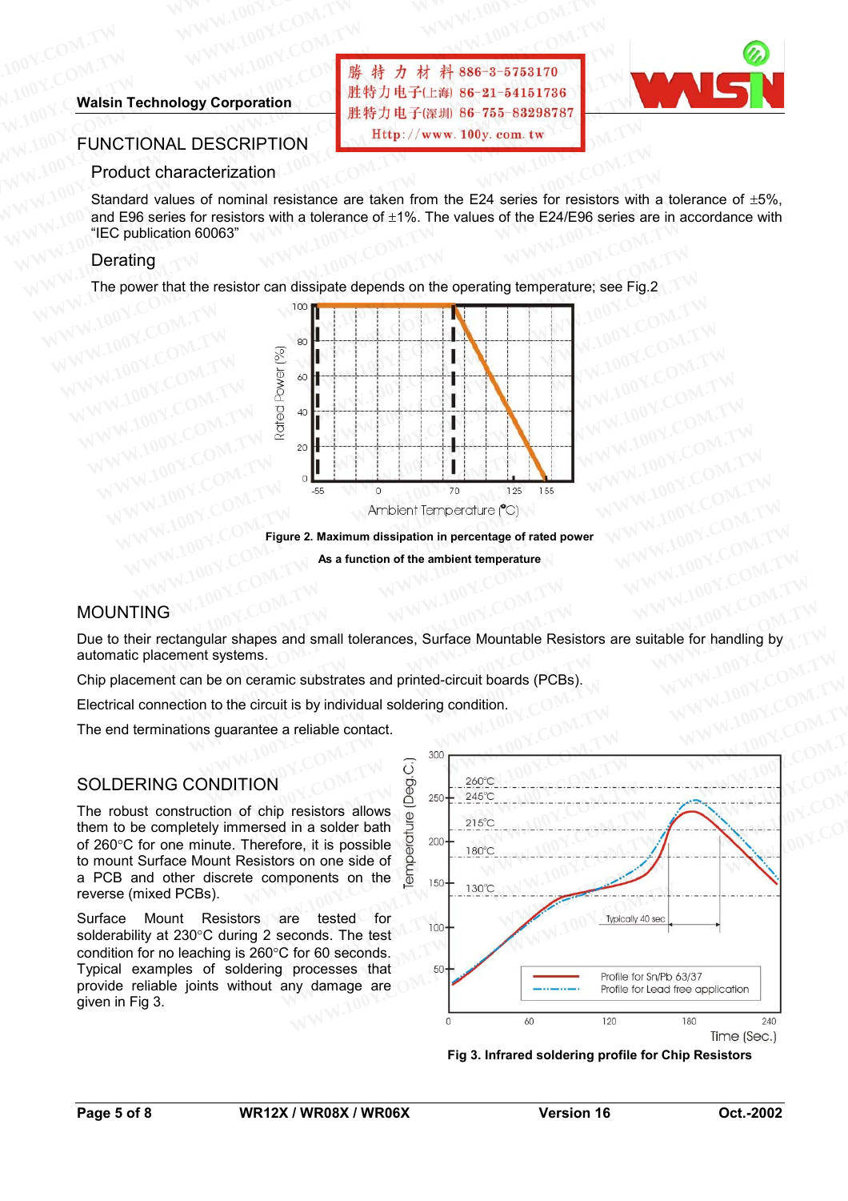## FUNCTIONAL DESCRIPTION

### Product characterization

Standard values of nominal resistance are taken from the E24 series for resistors with a tolerance of ±5%, and E96 series for resistors with a tolerance of ±1%. The values of the E24/E96 series are in accordance with "IEC publication 60063"

### Derating

The power that the resistor can dissipate depends on the operating temperature; see Fig.2

**Figure 2. Maximum dissipation in percentage of rated power**
**As a function of the ambient temperature**

## MOUNTING

Due to their rectangular shapes and small tolerances, Surface Mountable Resistors are suitable for handling by automatic placement systems.

Chip placement can be on ceramic substrates and printed-circuit boards (PCBs).

Electrical connection to the circuit is by individual soldering condition.

The end terminations guarantee a reliable contact.

## SOLDERING CONDITION

The robust construction of chip resistors allows them to be completely immersed in a solder bath of 260°C for one minute. Therefore, it is possible to mount Surface Mount Resistors on one side of a PCB and other discrete components on the reverse (mixed PCBs).

Surface Mount Resistors are tested for solderability at 230°C during 2 seconds. The test condition for no leaching is 260°C for 60 seconds. Typical examples of soldering processes that provide reliable joints without any damage are given in Fig 3.

**Fig 3. Infrared soldering profile for Chip Resistors**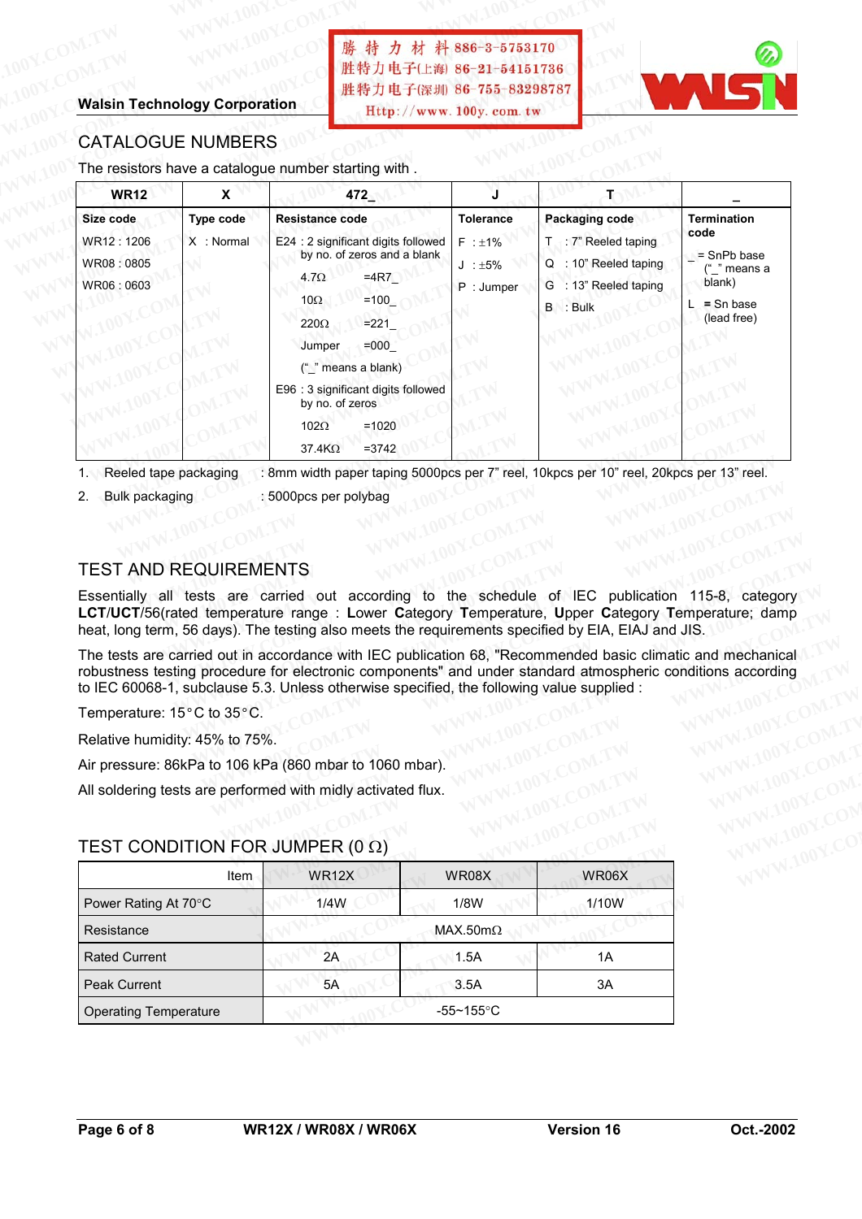Walsin Technology Corporation

## CATALOGUE NUMBERS

The resistors have a catalogue number starting with .

| WR12 | X | 472_ | J | T | _ |
|---|---|---|---|---|---|
| **Size code**<br>WR12 : 1206<br>WR08 : 0805<br>WR06 : 0603 | **Type code**<br>X : Normal | **Resistance code**<br>E24 : 2 significant digits followed by no. of zeros and a blank<br>4.7Ω =4R7_<br>10Ω =100_<br>220Ω =221_<br>Jumper =000_<br>("_" means a blank)<br>E96 : 3 significant digits followed by no. of zeros<br>102Ω =1020<br>37.4KΩ =3742 | **Tolerance**<br>F : ±1%<br>J : ±5%<br>P : Jumper | **Packaging code**<br>T : 7" Reeled taping<br>Q : 10" Reeled taping<br>G : 13" Reeled taping<br>B : Bulk | **Termination code**<br>_ = SnPb base ("_" means a blank)<br>L = Sn base (lead free) |

1. Reeled tape packaging : 8mm width paper taping 5000pcs per 7" reel, 10kpcs per 10" reel, 20kpcs per 13" reel.
2. Bulk packaging : 5000pcs per polybag

## TEST AND REQUIREMENTS

Essentially all tests are carried out according to the schedule of IEC publication 115-8, category **LCT**/**UCT**/56(rated temperature range : **L**ower **C**ategory **T**emperature, **U**pper **C**ategory **T**emperature; damp heat, long term, 56 days). The testing also meets the requirements specified by EIA, EIAJ and JIS.

The tests are carried out in accordance with IEC publication 68, "Recommended basic climatic and mechanical robustness testing procedure for electronic components" and under standard atmospheric conditions according to IEC 60068-1, subclause 5.3. Unless otherwise specified, the following value supplied :

Temperature: 15°C to 35°C.

Relative humidity: 45% to 75%.

Air pressure: 86kPa to 106 kPa (860 mbar to 1060 mbar).

All soldering tests are performed with midly activated flux.

## TEST CONDITION FOR JUMPER (0 Ω)

| Item | WR12X | WR08X | WR06X |
|---|---|---|---|
| Power Rating At 70°C | 1/4W | 1/8W | 1/10W |
| Resistance | MAX.50mΩ | | |
| Rated Current | 2A | 1.5A | 1A |
| Peak Current | 5A | 3.5A | 3A |
| Operating Temperature | -55~155°C | | |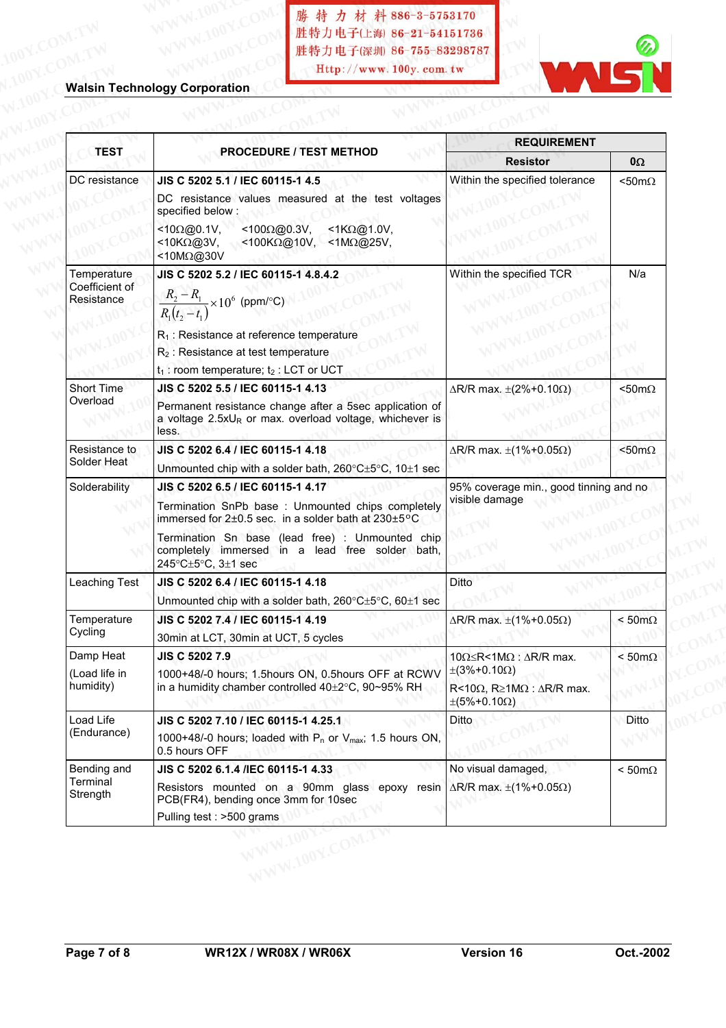| TEST | PROCEDURE / TEST METHOD | REQUIREMENT | |
|---|---|---|---|
| | | Resistor | 0Ω |
| DC resistance | **JIS C 5202 5.1 / IEC 60115-1 4.5**<br>DC resistance values measured at the test voltages specified below :<br><10Ω@0.1V, <100Ω@0.3V, <1KΩ@1.0V, <10KΩ@3V, <100KΩ@10V, <1MΩ@25V, <10MΩ@30V | Within the specified tolerance | <50mΩ |
| Temperature Coefficient of Resistance | **JIS C 5202 5.2 / IEC 60115-1 4.8.4.2**<br>$\dfrac{R_2 - R_1}{R_1(t_2 - t_1)} \times 10^6$ (ppm/°C)<br>$R_1$ : Resistance at reference temperature<br>$R_2$ : Resistance at test temperature<br>$t_1$ : room temperature; $t_2$ : LCT or UCT | Within the specified TCR | N/a |
| Short Time Overload | **JIS C 5202 5.5 / IEC 60115-1 4.13**<br>Permanent resistance change after a 5sec application of a voltage 2.5x$U_R$ or max. overload voltage, whichever is less. | ΔR/R max. ±(2%+0.10Ω) | <50mΩ |
| Resistance to Solder Heat | **JIS C 5202 6.4 / IEC 60115-1 4.18**<br>Unmounted chip with a solder bath, 260°C±5°C, 10±1 sec | ΔR/R max. ±(1%+0.05Ω) | <50mΩ |
| Solderability | **JIS C 5202 6.5 / IEC 60115-1 4.17**<br>Termination SnPb base : Unmounted chips completely immersed for 2±0.5 sec. in a solder bath at 230±5°C<br>Termination Sn base (lead free) : Unmounted chip completely immersed in a lead free solder bath, 245°C±5°C, 3±1 sec | 95% coverage min., good tinning and no visible damage | |
| Leaching Test | **JIS C 5202 6.4 / IEC 60115-1 4.18**<br>Unmounted chip with a solder bath, 260°C±5°C, 60±1 sec | Ditto | |
| Temperature Cycling | **JIS C 5202 7.4 / IEC 60115-1 4.19**<br>30min at LCT, 30min at UCT, 5 cycles | ΔR/R max. ±(1%+0.05Ω) | < 50mΩ |
| Damp Heat<br>(Load life in humidity) | **JIS C 5202 7.9**<br>1000+48/-0 hours; 1.5hours ON, 0.5hours OFF at RCWV in a humidity chamber controlled 40±2°C, 90~95% RH | 10Ω≤R<1MΩ : ΔR/R max. ±(3%+0.10Ω)<br>R<10Ω, R≥1MΩ : ΔR/R max. ±(5%+0.10Ω) | < 50mΩ |
| Load Life (Endurance) | **JIS C 5202 7.10 / IEC 60115-1 4.25.1**<br>1000+48/-0 hours; loaded with $P_n$ or $V_{max}$; 1.5 hours ON, 0.5 hours OFF | Ditto | Ditto |
| Bending and Terminal Strength | **JIS C 5202 6.1.4 /IEC 60115-1 4.33**<br>Resistors mounted on a 90mm glass epoxy resin PCB(FR4), bending once 3mm for 10sec<br>Pulling test : >500 grams | No visual damaged,<br>ΔR/R max. ±(1%+0.05Ω) | < 50mΩ |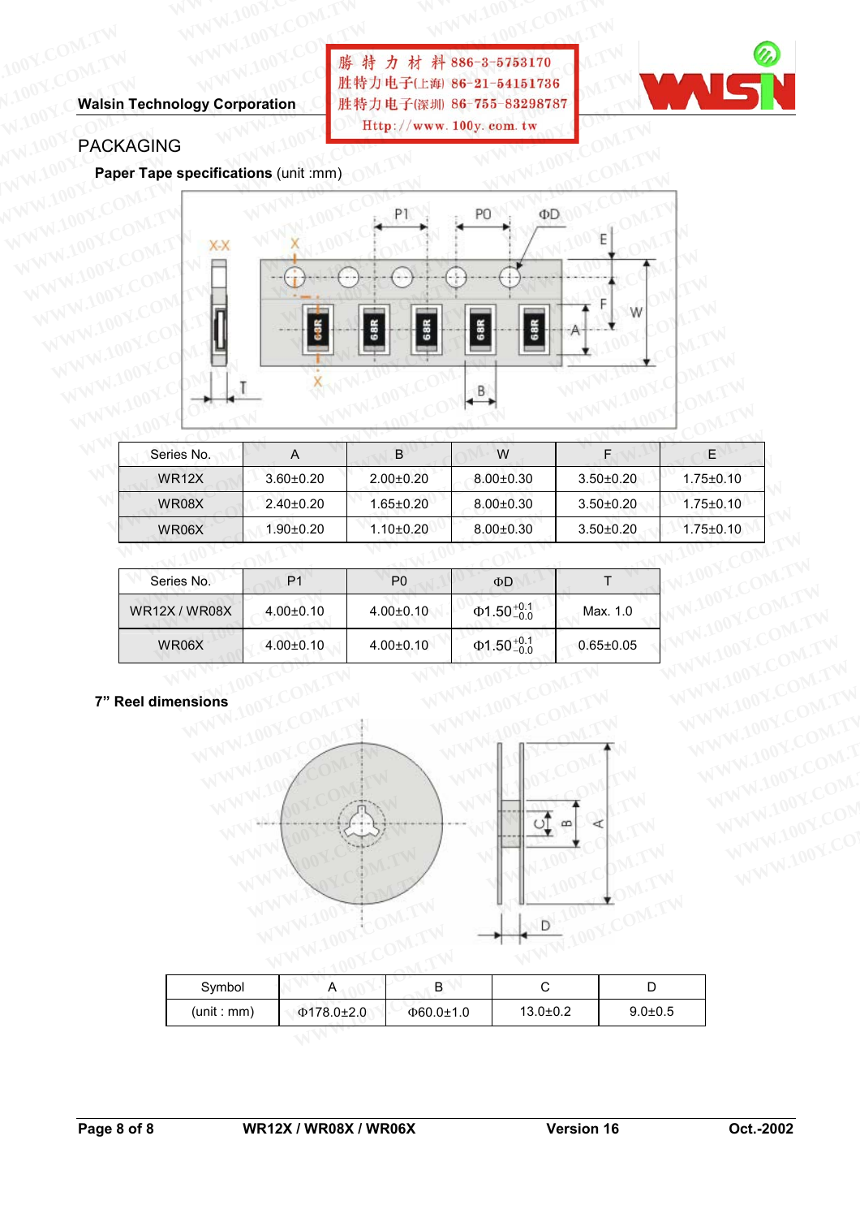## PACKAGING

**Paper Tape specifications** (unit :mm)

P1
P0
ΦD
E
F
W
A
B
T
X-X
X
68R

| Series No. | A | B | W | F | E |
|---|---|---|---|---|---|
| WR12X | 3.60±0.20 | 2.00±0.20 | 8.00±0.30 | 3.50±0.20 | 1.75±0.10 |
| WR08X | 2.40±0.20 | 1.65±0.20 | 8.00±0.30 | 3.50±0.20 | 1.75±0.10 |
| WR06X | 1.90±0.20 | 1.10±0.20 | 8.00±0.30 | 3.50±0.20 | 1.75±0.10 |

| Series No. | P1 | P0 | ΦD | T |
|---|---|---|---|---|
| WR12X / WR08X | 4.00±0.10 | 4.00±0.10 | $\Phi 1.50^{+0.1}_{-0.0}$ | Max. 1.0 |
| WR06X | 4.00±0.10 | 4.00±0.10 | $\Phi 1.50^{+0.1}_{-0.0}$ | 0.65±0.05 |

**7" Reel dimensions**

C
B
A
D

| Symbol | A | B | C | D |
|---|---|---|---|---|
| (unit : mm) | Φ178.0±2.0 | Φ60.0±1.0 | 13.0±0.2 | 9.0±0.5 |